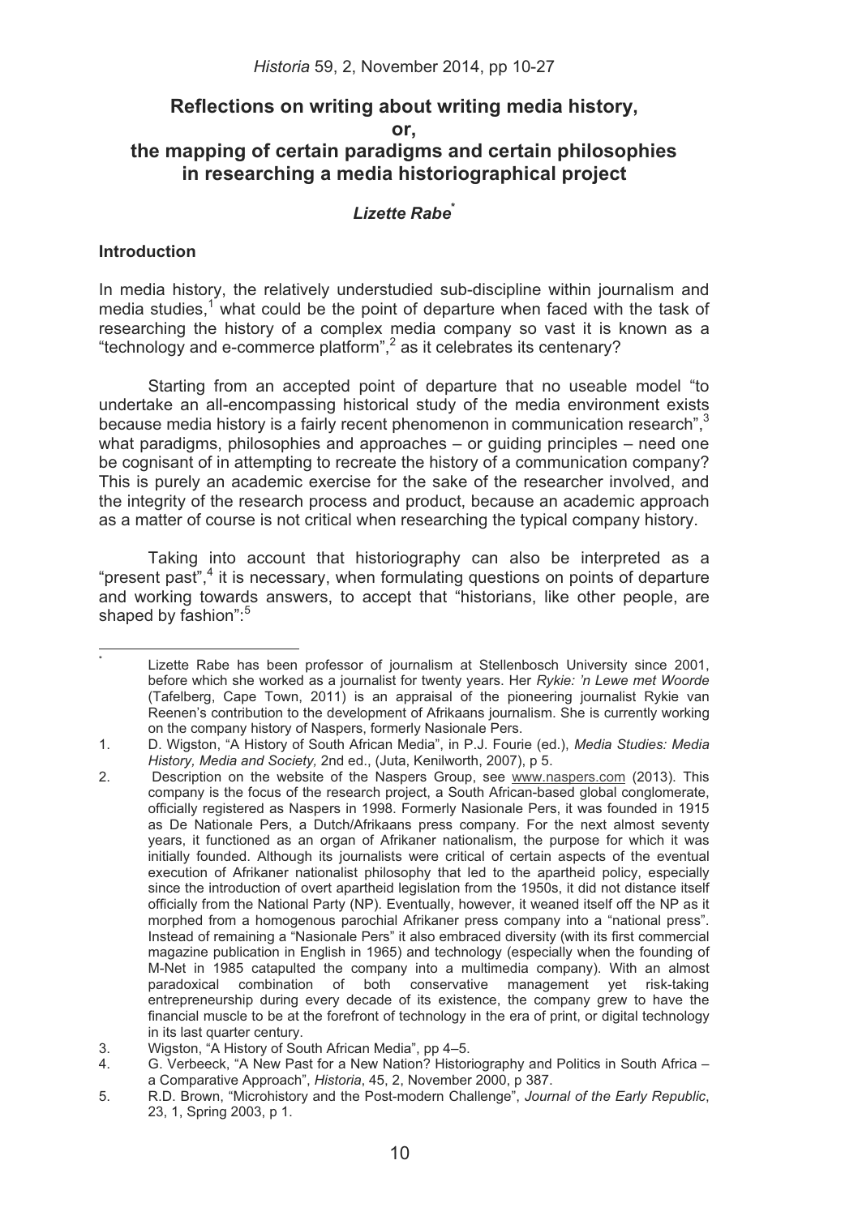# Reflections on writing about writing media history, or, the mapping of certain paradigms and certain philosophies in researching a media historiographical project

***Lizette Rabe*** [*]

## Introduction

In media history, the relatively understudied sub-discipline within journalism and media studies,[1] what could be the point of departure when faced with the task of researching the history of a complex media company so vast it is known as a "technology and e-commerce platform",[2] as it celebrates its centenary?

Starting from an accepted point of departure that no useable model "to undertake an all-encompassing historical study of the media environment exists because media history is a fairly recent phenomenon in communication research",[3] what paradigms, philosophies and approaches – or guiding principles – need one be cognisant of in attempting to recreate the history of a communication company? This is purely an academic exercise for the sake of the researcher involved, and the integrity of the research process and product, because an academic approach as a matter of course is not critical when researching the typical company history.

Taking into account that historiography can also be interpreted as a "present past",[4] it is necessary, when formulating questions on points of departure and working towards answers, to accept that "historians, like other people, are shaped by fashion":[5]

---

[*] Lizette Rabe has been professor of journalism at Stellenbosch University since 2001, before which she worked as a journalist for twenty years. Her *Rykie: 'n Lewe met Woorde* (Tafelberg, Cape Town, 2011) is an appraisal of the pioneering journalist Rykie van Reenen's contribution to the development of Afrikaans journalism. She is currently working on the company history of Naspers, formerly Nasionale Pers.

1. D. Wigston, "A History of South African Media", in P.J. Fourie (ed.), *Media Studies: Media History, Media and Society,* 2nd ed., (Juta, Kenilworth, 2007), p 5.
2. Description on the website of the Naspers Group, see www.naspers.com (2013). This company is the focus of the research project, a South African-based global conglomerate, officially registered as Naspers in 1998. Formerly Nasionale Pers, it was founded in 1915 as De Nationale Pers, a Dutch/Afrikaans press company. For the next almost seventy years, it functioned as an organ of Afrikaner nationalism, the purpose for which it was initially founded. Although its journalists were critical of certain aspects of the eventual execution of Afrikaner nationalist philosophy that led to the apartheid policy, especially since the introduction of overt apartheid legislation from the 1950s, it did not distance itself officially from the National Party (NP). Eventually, however, it weaned itself off the NP as it morphed from a homogenous parochial Afrikaner press company into a "national press". Instead of remaining a "Nasionale Pers" it also embraced diversity (with its first commercial magazine publication in English in 1965) and technology (especially when the founding of M-Net in 1985 catapulted the company into a multimedia company). With an almost paradoxical combination of both conservative management yet risk-taking entrepreneurship during every decade of its existence, the company grew to have the financial muscle to be at the forefront of technology in the era of print, or digital technology in its last quarter century.
3. Wigston, "A History of South African Media", pp 4–5.
4. G. Verbeeck, "A New Past for a New Nation? Historiography and Politics in South Africa – a Comparative Approach", *Historia*, 45, 2, November 2000, p 387.
5. R.D. Brown, "Microhistory and the Post-modern Challenge", *Journal of the Early Republic*, 23, 1, Spring 2003, p 1.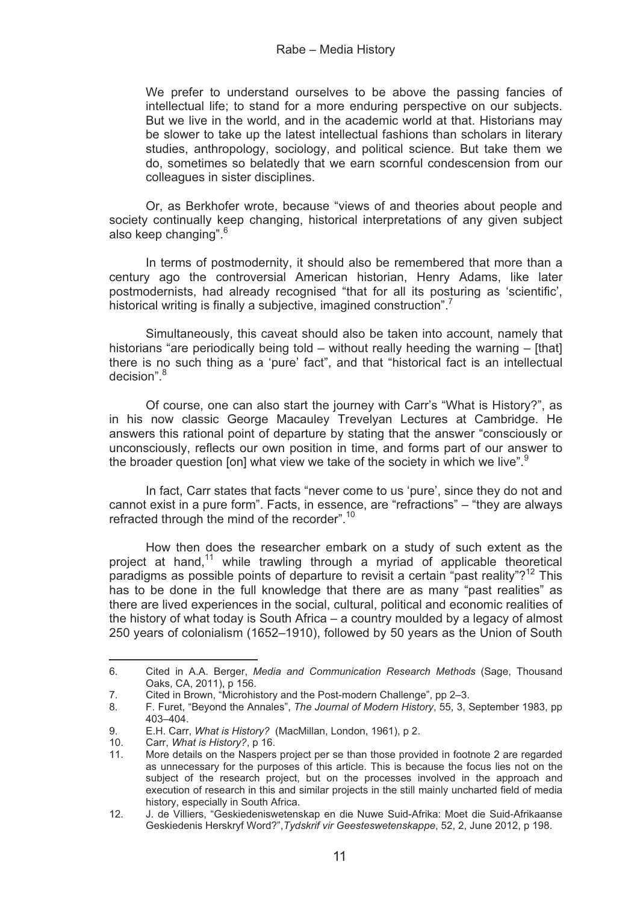> We prefer to understand ourselves to be above the passing fancies of intellectual life; to stand for a more enduring perspective on our subjects. But we live in the world, and in the academic world at that. Historians may be slower to take up the latest intellectual fashions than scholars in literary studies, anthropology, sociology, and political science. But take them we do, sometimes so belatedly that we earn scornful condescension from our colleagues in sister disciplines.

Or, as Berkhofer wrote, because "views of and theories about people and society continually keep changing, historical interpretations of any given subject also keep changing".[6]

In terms of postmodernity, it should also be remembered that more than a century ago the controversial American historian, Henry Adams, like later postmodernists, had already recognised "that for all its posturing as 'scientific', historical writing is finally a subjective, imagined construction".[7]

Simultaneously, this caveat should also be taken into account, namely that historians "are periodically being told – without really heeding the warning – [that] there is no such thing as a 'pure' fact", and that "historical fact is an intellectual decision".[8]

Of course, one can also start the journey with Carr's "What is History?", as in his now classic George Macauley Trevelyan Lectures at Cambridge. He answers this rational point of departure by stating that the answer "consciously or unconsciously, reflects our own position in time, and forms part of our answer to the broader question [on] what view we take of the society in which we live".[9]

In fact, Carr states that facts "never come to us 'pure', since they do not and cannot exist in a pure form". Facts, in essence, are "refractions" – "they are always refracted through the mind of the recorder".[10]

How then does the researcher embark on a study of such extent as the project at hand,[11] while trawling through a myriad of applicable theoretical paradigms as possible points of departure to revisit a certain "past reality"?[12] This has to be done in the full knowledge that there are as many "past realities" as there are lived experiences in the social, cultural, political and economic realities of the history of what today is South Africa – a country moulded by a legacy of almost 250 years of colonialism (1652–1910), followed by 50 years as the Union of South

---

6. Cited in A.A. Berger, *Media and Communication Research Methods* (Sage, Thousand Oaks, CA, 2011), p 156.
7. Cited in Brown, "Microhistory and the Post-modern Challenge", pp 2–3.
8. F. Furet, "Beyond the Annales", *The Journal of Modern History*, 55, 3, September 1983, pp 403–404.
9. E.H. Carr, *What is History?* (MacMillan, London, 1961), p 2.
10. Carr, *What is History?*, p 16.
11. More details on the Naspers project per se than those provided in footnote 2 are regarded as unnecessary for the purposes of this article. This is because the focus lies not on the subject of the research project, but on the processes involved in the approach and execution of research in this and similar projects in the still mainly uncharted field of media history, especially in South Africa.
12. J. de Villiers, "Geskiedeniswetenskap en die Nuwe Suid-Afrika: Moet die Suid-Afrikaanse Geskiedenis Herskryf Word?", *Tydskrif vir Geesteswetenskappe*, 52, 2, June 2012, p 198.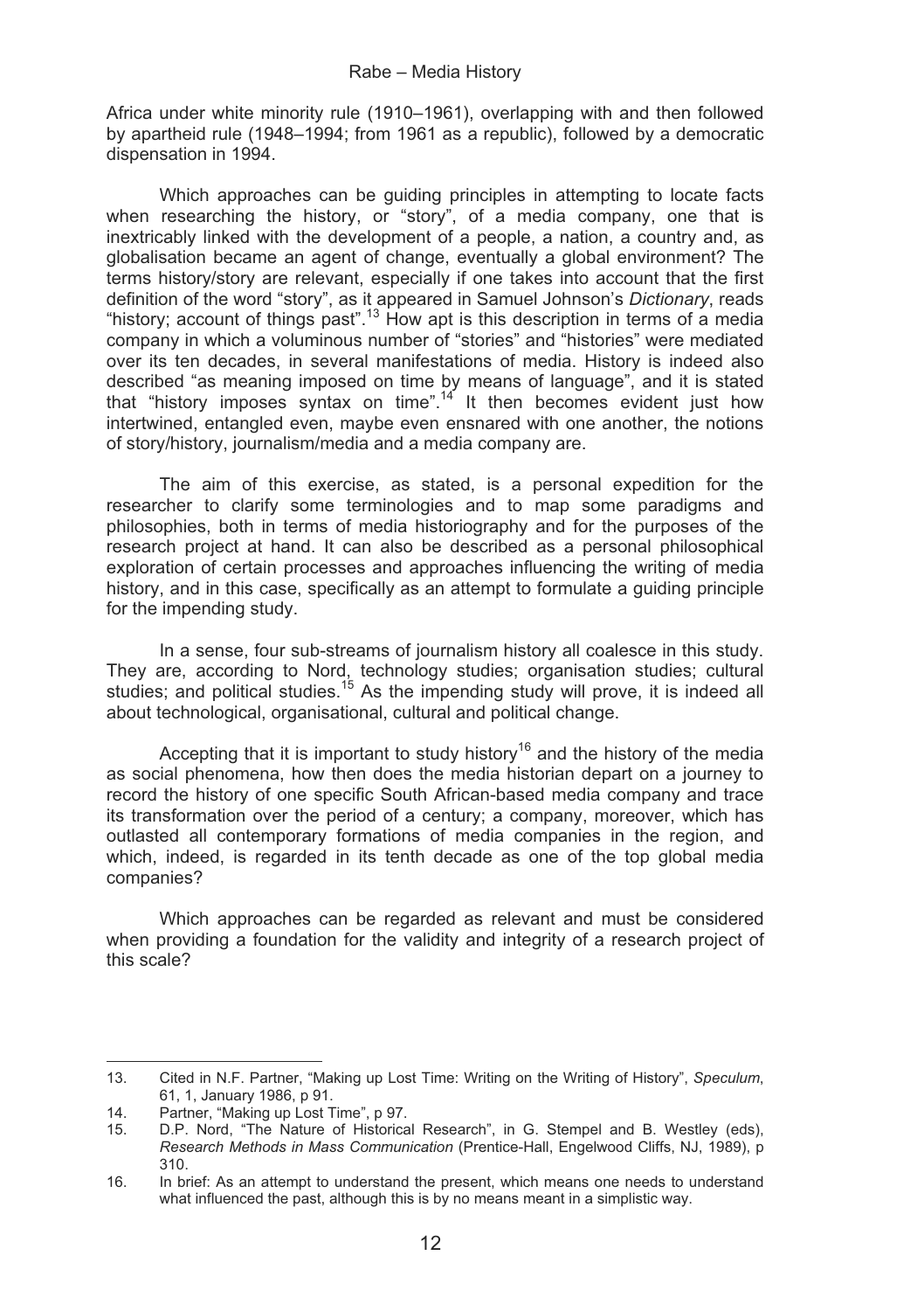Africa under white minority rule (1910–1961), overlapping with and then followed by apartheid rule (1948–1994; from 1961 as a republic), followed by a democratic dispensation in 1994.

Which approaches can be guiding principles in attempting to locate facts when researching the history, or "story", of a media company, one that is inextricably linked with the development of a people, a nation, a country and, as globalisation became an agent of change, eventually a global environment? The terms history/story are relevant, especially if one takes into account that the first definition of the word "story", as it appeared in Samuel Johnson's *Dictionary*, reads "history; account of things past".[13] How apt is this description in terms of a media company in which a voluminous number of "stories" and "histories" were mediated over its ten decades, in several manifestations of media. History is indeed also described "as meaning imposed on time by means of language", and it is stated that "history imposes syntax on time".[14] It then becomes evident just how intertwined, entangled even, maybe even ensnared with one another, the notions of story/history, journalism/media and a media company are.

The aim of this exercise, as stated, is a personal expedition for the researcher to clarify some terminologies and to map some paradigms and philosophies, both in terms of media historiography and for the purposes of the research project at hand. It can also be described as a personal philosophical exploration of certain processes and approaches influencing the writing of media history, and in this case, specifically as an attempt to formulate a guiding principle for the impending study.

In a sense, four sub-streams of journalism history all coalesce in this study. They are, according to Nord, technology studies; organisation studies; cultural studies; and political studies.[15] As the impending study will prove, it is indeed all about technological, organisational, cultural and political change.

Accepting that it is important to study history[16] and the history of the media as social phenomena, how then does the media historian depart on a journey to record the history of one specific South African-based media company and trace its transformation over the period of a century; a company, moreover, which has outlasted all contemporary formations of media companies in the region, and which, indeed, is regarded in its tenth decade as one of the top global media companies?

Which approaches can be regarded as relevant and must be considered when providing a foundation for the validity and integrity of a research project of this scale?

---

13. Cited in N.F. Partner, "Making up Lost Time: Writing on the Writing of History", *Speculum*, 61, 1, January 1986, p 91.
14. Partner, "Making up Lost Time", p 97.
15. D.P. Nord, "The Nature of Historical Research", in G. Stempel and B. Westley (eds), *Research Methods in Mass Communication* (Prentice-Hall, Engelwood Cliffs, NJ, 1989), p 310.
16. In brief: As an attempt to understand the present, which means one needs to understand what influenced the past, although this is by no means meant in a simplistic way.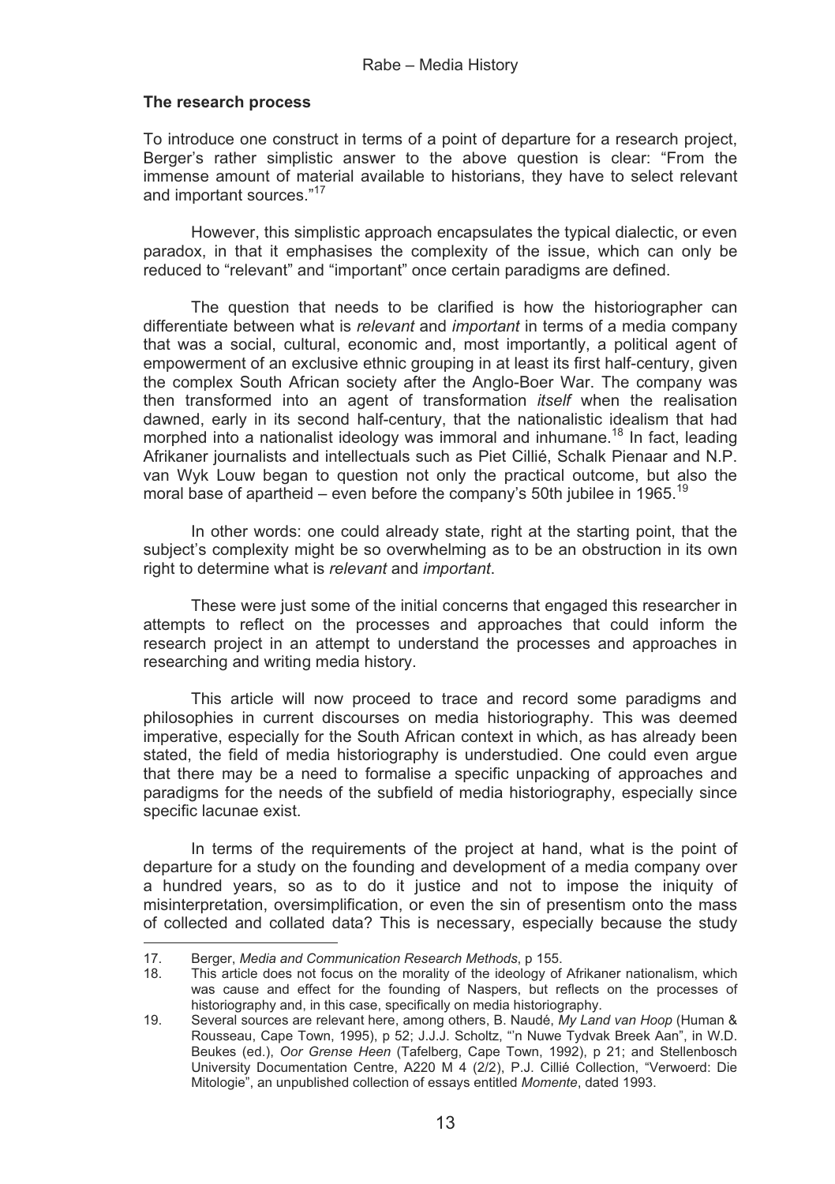### The research process

To introduce one construct in terms of a point of departure for a research project, Berger's rather simplistic answer to the above question is clear: "From the immense amount of material available to historians, they have to select relevant and important sources."[17]

However, this simplistic approach encapsulates the typical dialectic, or even paradox, in that it emphasises the complexity of the issue, which can only be reduced to "relevant" and "important" once certain paradigms are defined.

The question that needs to be clarified is how the historiographer can differentiate between what is *relevant* and *important* in terms of a media company that was a social, cultural, economic and, most importantly, a political agent of empowerment of an exclusive ethnic grouping in at least its first half-century, given the complex South African society after the Anglo-Boer War. The company was then transformed into an agent of transformation *itself* when the realisation dawned, early in its second half-century, that the nationalistic idealism that had morphed into a nationalist ideology was immoral and inhumane.[18] In fact, leading Afrikaner journalists and intellectuals such as Piet Cillié, Schalk Pienaar and N.P. van Wyk Louw began to question not only the practical outcome, but also the moral base of apartheid – even before the company's 50th jubilee in 1965.[19]

In other words: one could already state, right at the starting point, that the subject's complexity might be so overwhelming as to be an obstruction in its own right to determine what is *relevant* and *important*.

These were just some of the initial concerns that engaged this researcher in attempts to reflect on the processes and approaches that could inform the research project in an attempt to understand the processes and approaches in researching and writing media history.

This article will now proceed to trace and record some paradigms and philosophies in current discourses on media historiography. This was deemed imperative, especially for the South African context in which, as has already been stated, the field of media historiography is understudied. One could even argue that there may be a need to formalise a specific unpacking of approaches and paradigms for the needs of the subfield of media historiography, especially since specific lacunae exist.

In terms of the requirements of the project at hand, what is the point of departure for a study on the founding and development of a media company over a hundred years, so as to do it justice and not to impose the iniquity of misinterpretation, oversimplification, or even the sin of presentism onto the mass of collected and collated data? This is necessary, especially because the study

---

17. Berger, *Media and Communication Research Methods*, p 155.
18. This article does not focus on the morality of the ideology of Afrikaner nationalism, which was cause and effect for the founding of Naspers, but reflects on the processes of historiography and, in this case, specifically on media historiography.
19. Several sources are relevant here, among others, B. Naudé, *My Land van Hoop* (Human & Rousseau, Cape Town, 1995), p 52; J.J.J. Scholtz, "'n Nuwe Tydvak Breek Aan", in W.D. Beukes (ed.), *Oor Grense Heen* (Tafelberg, Cape Town, 1992), p 21; and Stellenbosch University Documentation Centre, A220 M 4 (2/2), P.J. Cillié Collection, "Verwoerd: Die Mitologie", an unpublished collection of essays entitled *Momente*, dated 1993.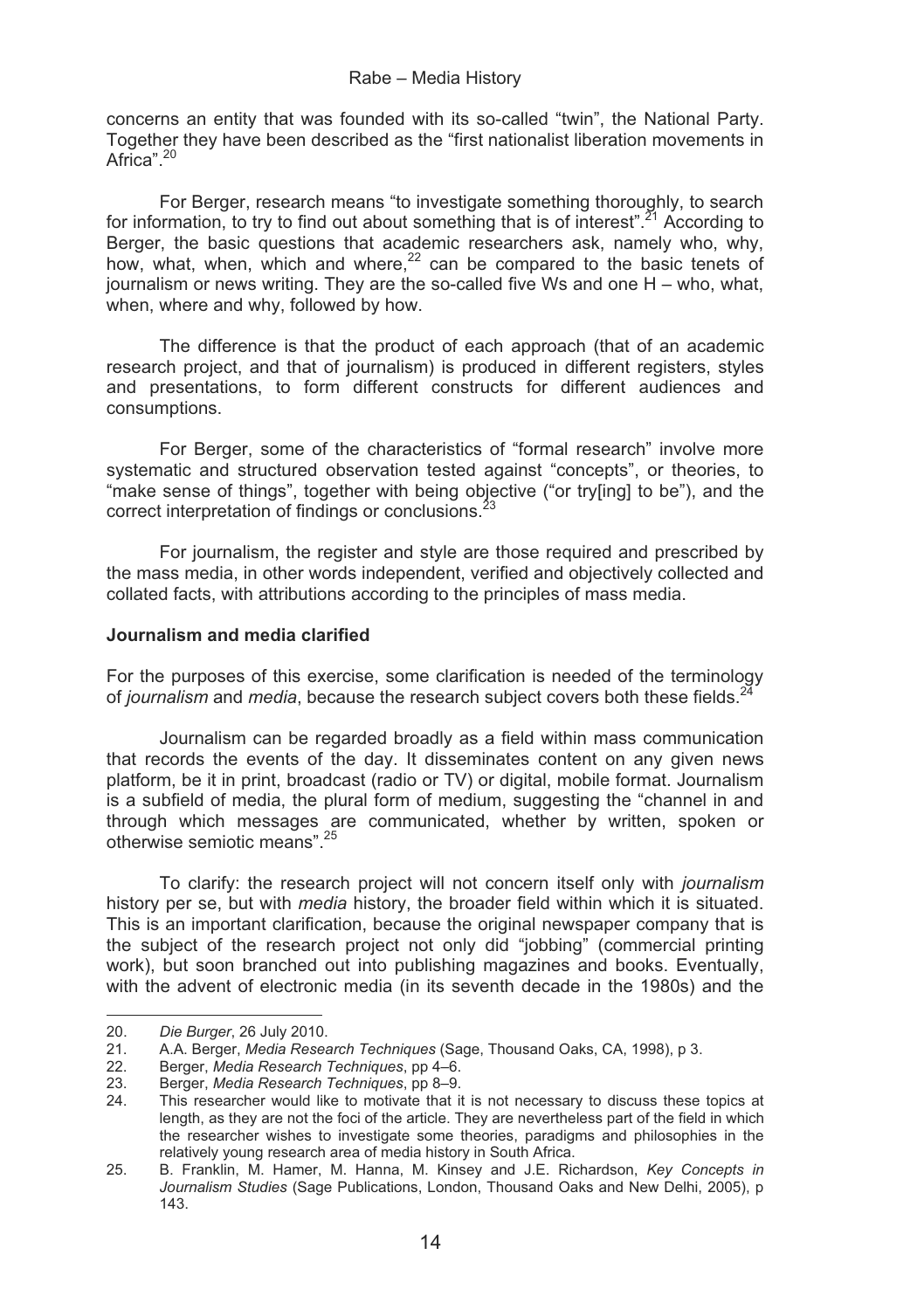concerns an entity that was founded with its so-called "twin", the National Party. Together they have been described as the "first nationalist liberation movements in Africa".[20]

For Berger, research means "to investigate something thoroughly, to search for information, to try to find out about something that is of interest".[21] According to Berger, the basic questions that academic researchers ask, namely who, why, how, what, when, which and where,[22] can be compared to the basic tenets of journalism or news writing. They are the so-called five Ws and one H – who, what, when, where and why, followed by how.

The difference is that the product of each approach (that of an academic research project, and that of journalism) is produced in different registers, styles and presentations, to form different constructs for different audiences and consumptions.

For Berger, some of the characteristics of "formal research" involve more systematic and structured observation tested against "concepts", or theories, to "make sense of things", together with being objective ("or try[ing] to be"), and the correct interpretation of findings or conclusions.[23]

For journalism, the register and style are those required and prescribed by the mass media, in other words independent, verified and objectively collected and collated facts, with attributions according to the principles of mass media.

**Journalism and media clarified**

For the purposes of this exercise, some clarification is needed of the terminology of *journalism* and *media*, because the research subject covers both these fields.[24]

Journalism can be regarded broadly as a field within mass communication that records the events of the day. It disseminates content on any given news platform, be it in print, broadcast (radio or TV) or digital, mobile format. Journalism is a subfield of media, the plural form of medium, suggesting the "channel in and through which messages are communicated, whether by written, spoken or otherwise semiotic means".[25]

To clarify: the research project will not concern itself only with *journalism* history per se, but with *media* history, the broader field within which it is situated. This is an important clarification, because the original newspaper company that is the subject of the research project not only did "jobbing" (commercial printing work), but soon branched out into publishing magazines and books. Eventually, with the advent of electronic media (in its seventh decade in the 1980s) and the

---

20. *Die Burger*, 26 July 2010.
21. A.A. Berger, *Media Research Techniques* (Sage, Thousand Oaks, CA, 1998), p 3.
22. Berger, *Media Research Techniques*, pp 4–6.
23. Berger, *Media Research Techniques*, pp 8–9.
24. This researcher would like to motivate that it is not necessary to discuss these topics at length, as they are not the foci of the article. They are nevertheless part of the field in which the researcher wishes to investigate some theories, paradigms and philosophies in the relatively young research area of media history in South Africa.
25. B. Franklin, M. Hamer, M. Hanna, M. Kinsey and J.E. Richardson, *Key Concepts in Journalism Studies* (Sage Publications, London, Thousand Oaks and New Delhi, 2005), p 143.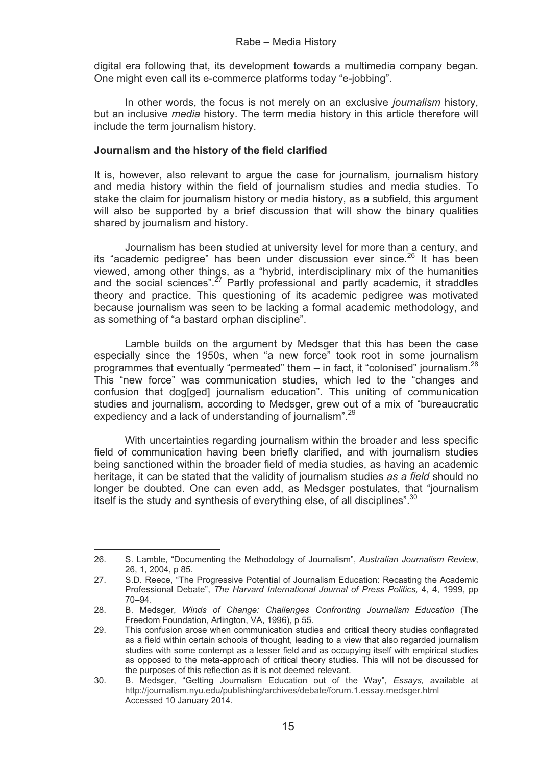digital era following that, its development towards a multimedia company began. One might even call its e-commerce platforms today "e-jobbing".

In other words, the focus is not merely on an exclusive *journalism* history, but an inclusive *media* history. The term media history in this article therefore will include the term journalism history.

### Journalism and the history of the field clarified

It is, however, also relevant to argue the case for journalism, journalism history and media history within the field of journalism studies and media studies. To stake the claim for journalism history or media history, as a subfield, this argument will also be supported by a brief discussion that will show the binary qualities shared by journalism and history.

Journalism has been studied at university level for more than a century, and its "academic pedigree" has been under discussion ever since.[26] It has been viewed, among other things, as a "hybrid, interdisciplinary mix of the humanities and the social sciences".[27] Partly professional and partly academic, it straddles theory and practice. This questioning of its academic pedigree was motivated because journalism was seen to be lacking a formal academic methodology, and as something of "a bastard orphan discipline".

Lamble builds on the argument by Medsger that this has been the case especially since the 1950s, when "a new force" took root in some journalism programmes that eventually "permeated" them – in fact, it "colonised" journalism.[28] This "new force" was communication studies, which led to the "changes and confusion that dog[ged] journalism education". This uniting of communication studies and journalism, according to Medsger, grew out of a mix of "bureaucratic expediency and a lack of understanding of journalism".[29]

With uncertainties regarding journalism within the broader and less specific field of communication having been briefly clarified, and with journalism studies being sanctioned within the broader field of media studies, as having an academic heritage, it can be stated that the validity of journalism studies *as a field* should no longer be doubted. One can even add, as Medsger postulates, that "journalism itself is the study and synthesis of everything else, of all disciplines".[30]

---

26. S. Lamble, "Documenting the Methodology of Journalism", *Australian Journalism Review*, 26, 1, 2004, p 85.
27. S.D. Reece, "The Progressive Potential of Journalism Education: Recasting the Academic Professional Debate", *The Harvard International Journal of Press Politics,* 4, 4, 1999, pp 70–94.
28. B. Medsger, *Winds of Change: Challenges Confronting Journalism Education* (The Freedom Foundation, Arlington, VA, 1996), p 55.
29. This confusion arose when communication studies and critical theory studies conflagrated as a field within certain schools of thought, leading to a view that also regarded journalism studies with some contempt as a lesser field and as occupying itself with empirical studies as opposed to the meta-approach of critical theory studies. This will not be discussed for the purposes of this reflection as it is not deemed relevant.
30. B. Medsger, "Getting Journalism Education out of the Way", *Essays,* available at http://journalism.nyu.edu/publishing/archives/debate/forum.1.essay.medsger.html Accessed 10 January 2014.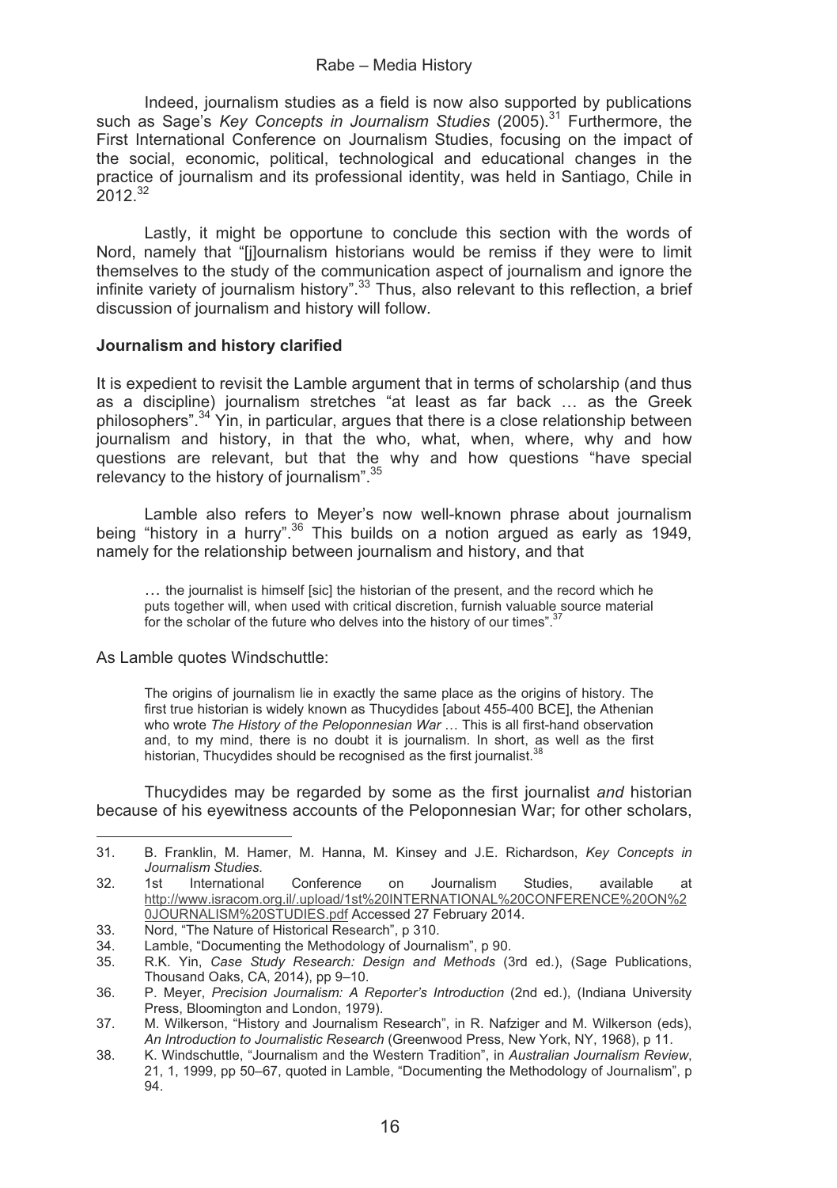Indeed, journalism studies as a field is now also supported by publications such as Sage's *Key Concepts in Journalism Studies* (2005).[31] Furthermore, the First International Conference on Journalism Studies, focusing on the impact of the social, economic, political, technological and educational changes in the practice of journalism and its professional identity, was held in Santiago, Chile in 2012.[32]

Lastly, it might be opportune to conclude this section with the words of Nord, namely that "[j]ournalism historians would be remiss if they were to limit themselves to the study of the communication aspect of journalism and ignore the infinite variety of journalism history".[33] Thus, also relevant to this reflection, a brief discussion of journalism and history will follow.

**Journalism and history clarified**

It is expedient to revisit the Lamble argument that in terms of scholarship (and thus as a discipline) journalism stretches "at least as far back … as the Greek philosophers".[34] Yin, in particular, argues that there is a close relationship between journalism and history, in that the who, what, when, where, why and how questions are relevant, but that the why and how questions "have special relevancy to the history of journalism".[35]

Lamble also refers to Meyer's now well-known phrase about journalism being "history in a hurry".[36] This builds on a notion argued as early as 1949, namely for the relationship between journalism and history, and that

> … the journalist is himself [sic] the historian of the present, and the record which he puts together will, when used with critical discretion, furnish valuable source material for the scholar of the future who delves into the history of our times".[37]

As Lamble quotes Windschuttle:

> The origins of journalism lie in exactly the same place as the origins of history. The first true historian is widely known as Thucydides [about 455-400 BCE], the Athenian who wrote *The History of the Peloponnesian War* … This is all first-hand observation and, to my mind, there is no doubt it is journalism. In short, as well as the first historian, Thucydides should be recognised as the first journalist.[38]

Thucydides may be regarded by some as the first journalist *and* historian because of his eyewitness accounts of the Peloponnesian War; for other scholars,

---

31. B. Franklin, M. Hamer, M. Hanna, M. Kinsey and J.E. Richardson, *Key Concepts in Journalism Studies*.
32. 1st International Conference on Journalism Studies, available at http://www.isracom.org.il/.upload/1st%20INTERNATIONAL%20CONFERENCE%20ON%20JOURNALISM%20STUDIES.pdf Accessed 27 February 2014.
33. Nord, "The Nature of Historical Research", p 310.
34. Lamble, "Documenting the Methodology of Journalism", p 90.
35. R.K. Yin, *Case Study Research: Design and Methods* (3rd ed.), (Sage Publications, Thousand Oaks, CA, 2014), pp 9–10.
36. P. Meyer, *Precision Journalism: A Reporter's Introduction* (2nd ed.), (Indiana University Press, Bloomington and London, 1979).
37. M. Wilkerson, "History and Journalism Research", in R. Nafziger and M. Wilkerson (eds), *An Introduction to Journalistic Research* (Greenwood Press, New York, NY, 1968), p 11.
38. K. Windschuttle, "Journalism and the Western Tradition", in *Australian Journalism Review*, 21, 1, 1999, pp 50–67, quoted in Lamble, "Documenting the Methodology of Journalism", p 94.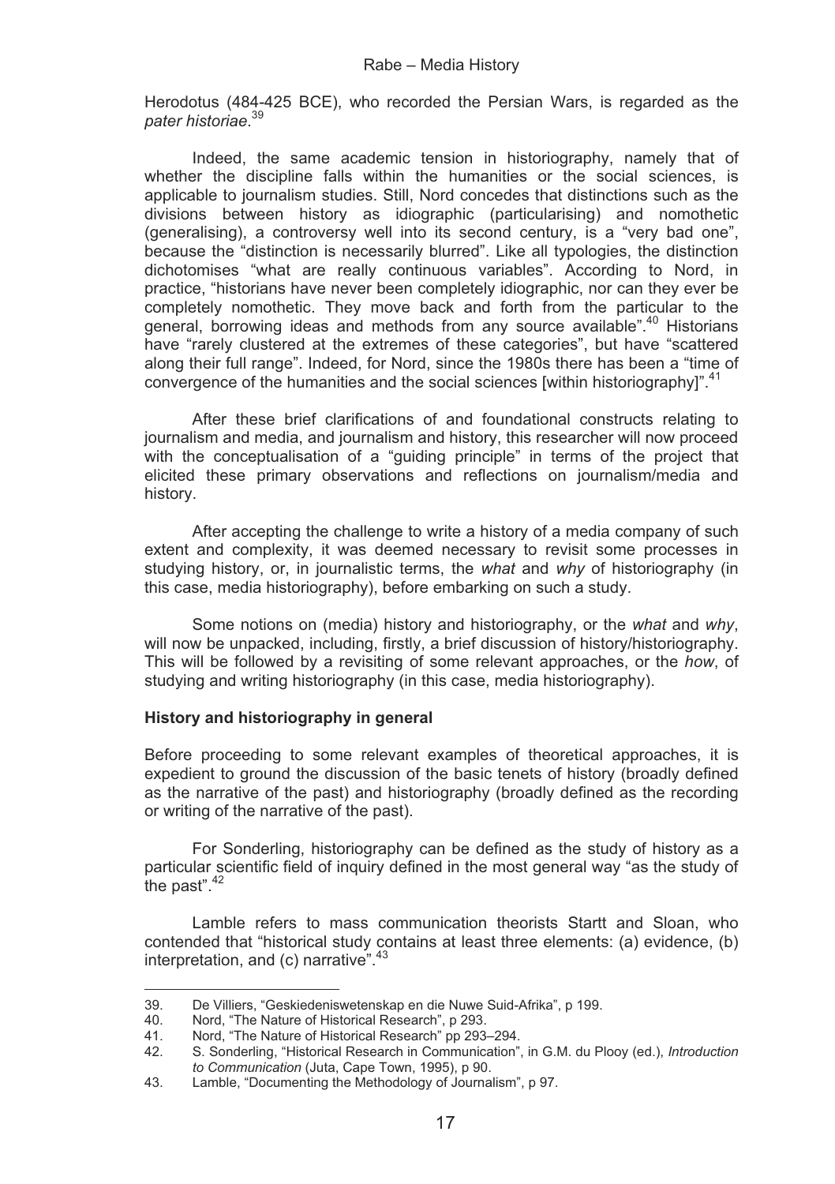Herodotus (484-425 BCE), who recorded the Persian Wars, is regarded as the *pater historiae*.[39]

Indeed, the same academic tension in historiography, namely that of whether the discipline falls within the humanities or the social sciences, is applicable to journalism studies. Still, Nord concedes that distinctions such as the divisions between history as idiographic (particularising) and nomothetic (generalising), a controversy well into its second century, is a "very bad one", because the "distinction is necessarily blurred". Like all typologies, the distinction dichotomises "what are really continuous variables". According to Nord, in practice, "historians have never been completely idiographic, nor can they ever be completely nomothetic. They move back and forth from the particular to the general, borrowing ideas and methods from any source available".[40] Historians have "rarely clustered at the extremes of these categories", but have "scattered along their full range". Indeed, for Nord, since the 1980s there has been a "time of convergence of the humanities and the social sciences [within historiography]".[41]

After these brief clarifications of and foundational constructs relating to journalism and media, and journalism and history, this researcher will now proceed with the conceptualisation of a "guiding principle" in terms of the project that elicited these primary observations and reflections on journalism/media and history.

After accepting the challenge to write a history of a media company of such extent and complexity, it was deemed necessary to revisit some processes in studying history, or, in journalistic terms, the *what* and *why* of historiography (in this case, media historiography), before embarking on such a study.

Some notions on (media) history and historiography, or the *what* and *why*, will now be unpacked, including, firstly, a brief discussion of history/historiography. This will be followed by a revisiting of some relevant approaches, or the *how*, of studying and writing historiography (in this case, media historiography).

## History and historiography in general

Before proceeding to some relevant examples of theoretical approaches, it is expedient to ground the discussion of the basic tenets of history (broadly defined as the narrative of the past) and historiography (broadly defined as the recording or writing of the narrative of the past).

For Sonderling, historiography can be defined as the study of history as a particular scientific field of inquiry defined in the most general way "as the study of the past".[42]

Lamble refers to mass communication theorists Startt and Sloan, who contended that "historical study contains at least three elements: (a) evidence, (b) interpretation, and (c) narrative".[43]

---

39. De Villiers, "Geskiedeniswetenskap en die Nuwe Suid-Afrika", p 199.
40. Nord, "The Nature of Historical Research", p 293.
41. Nord, "The Nature of Historical Research" pp 293–294.
42. S. Sonderling, "Historical Research in Communication", in G.M. du Plooy (ed.), *Introduction to Communication* (Juta, Cape Town, 1995), p 90.
43. Lamble, "Documenting the Methodology of Journalism", p 97.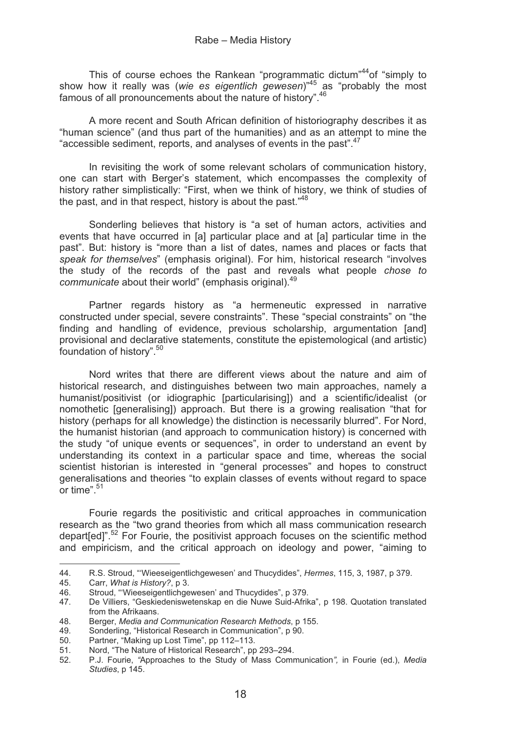This of course echoes the Rankean "programmatic dictum"[44] of "simply to show how it really was (*wie es eigentlich gewesen*)"[45] as "probably the most famous of all pronouncements about the nature of history".[46]

A more recent and South African definition of historiography describes it as "human science" (and thus part of the humanities) and as an attempt to mine the "accessible sediment, reports, and analyses of events in the past".[47]

In revisiting the work of some relevant scholars of communication history, one can start with Berger's statement, which encompasses the complexity of history rather simplistically: "First, when we think of history, we think of studies of the past, and in that respect, history is about the past."[48]

Sonderling believes that history is "a set of human actors, activities and events that have occurred in [a] particular place and at [a] particular time in the past". But: history is "more than a list of dates, names and places or facts that *speak for themselves*" (emphasis original). For him, historical research "involves the study of the records of the past and reveals what people *chose to communicate* about their world" (emphasis original).[49]

Partner regards history as "a hermeneutic expressed in narrative constructed under special, severe constraints". These "special constraints" on "the finding and handling of evidence, previous scholarship, argumentation [and] provisional and declarative statements, constitute the epistemological (and artistic) foundation of history".[50]

Nord writes that there are different views about the nature and aim of historical research, and distinguishes between two main approaches, namely a humanist/positivist (or idiographic [particularising]) and a scientific/idealist (or nomothetic [generalising]) approach. But there is a growing realisation "that for history (perhaps for all knowledge) the distinction is necessarily blurred". For Nord, the humanist historian (and approach to communication history) is concerned with the study "of unique events or sequences", in order to understand an event by understanding its context in a particular space and time, whereas the social scientist historian is interested in "general processes" and hopes to construct generalisations and theories "to explain classes of events without regard to space or time".[51]

Fourie regards the positivistic and critical approaches in communication research as the "two grand theories from which all mass communication research depart[ed]".[52] For Fourie, the positivist approach focuses on the scientific method and empiricism, and the critical approach on ideology and power, "aiming to

---

44. R.S. Stroud, "'Wieeseigentlichgewesen' and Thucydides", *Hermes*, 115, 3, 1987, p 379.
45. Carr, *What is History?*, p 3.
46. Stroud, "'Wieeseigentlichgewesen' and Thucydides", p 379.
47. De Villiers, "Geskiedeniswetenskap en die Nuwe Suid-Afrika", p 198. Quotation translated from the Afrikaans.
48. Berger, *Media and Communication Research Methods*, p 155.
49. Sonderling, "Historical Research in Communication", p 90.
50. Partner, "Making up Lost Time", pp 112–113.
51. Nord, "The Nature of Historical Research", pp 293–294.
52. P.J. Fourie, "Approaches to the Study of Mass Communication", in Fourie (ed.), *Media Studies*, p 145.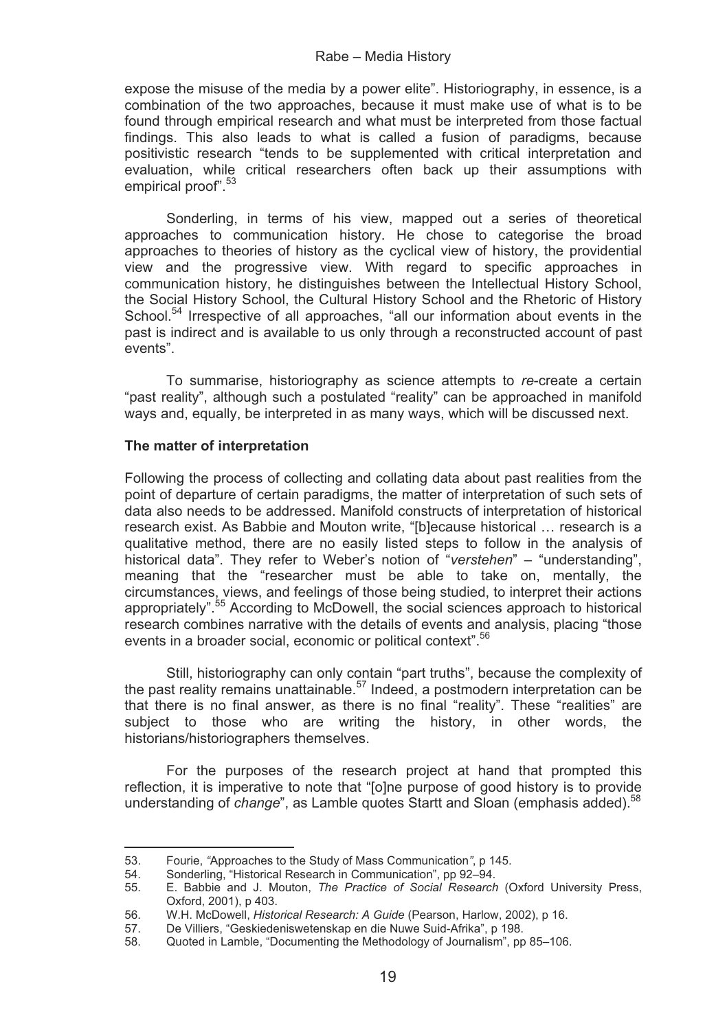expose the misuse of the media by a power elite". Historiography, in essence, is a combination of the two approaches, because it must make use of what is to be found through empirical research and what must be interpreted from those factual findings. This also leads to what is called a fusion of paradigms, because positivistic research "tends to be supplemented with critical interpretation and evaluation, while critical researchers often back up their assumptions with empirical proof".[53]

Sonderling, in terms of his view, mapped out a series of theoretical approaches to communication history. He chose to categorise the broad approaches to theories of history as the cyclical view of history, the providential view and the progressive view. With regard to specific approaches in communication history, he distinguishes between the Intellectual History School, the Social History School, the Cultural History School and the Rhetoric of History School.[54] Irrespective of all approaches, "all our information about events in the past is indirect and is available to us only through a reconstructed account of past events".

To summarise, historiography as science attempts to *re*-create a certain "past reality", although such a postulated "reality" can be approached in manifold ways and, equally, be interpreted in as many ways, which will be discussed next.

**The matter of interpretation**

Following the process of collecting and collating data about past realities from the point of departure of certain paradigms, the matter of interpretation of such sets of data also needs to be addressed. Manifold constructs of interpretation of historical research exist. As Babbie and Mouton write, "[b]ecause historical … research is a qualitative method, there are no easily listed steps to follow in the analysis of historical data". They refer to Weber's notion of "*verstehen*" – "understanding", meaning that the "researcher must be able to take on, mentally, the circumstances, views, and feelings of those being studied, to interpret their actions appropriately".[55] According to McDowell, the social sciences approach to historical research combines narrative with the details of events and analysis, placing "those events in a broader social, economic or political context".[56]

Still, historiography can only contain "part truths", because the complexity of the past reality remains unattainable.[57] Indeed, a postmodern interpretation can be that there is no final answer, as there is no final "reality". These "realities" are subject to those who are writing the history, in other words, the historians/historiographers themselves.

For the purposes of the research project at hand that prompted this reflection, it is imperative to note that "[o]ne purpose of good history is to provide understanding of *change*", as Lamble quotes Startt and Sloan (emphasis added).[58]

---

53. Fourie, "Approaches to the Study of Mass Communication", p 145.
54. Sonderling, "Historical Research in Communication", pp 92–94.
55. E. Babbie and J. Mouton, *The Practice of Social Research* (Oxford University Press, Oxford, 2001), p 403.
56. W.H. McDowell, *Historical Research: A Guide* (Pearson, Harlow, 2002), p 16.
57. De Villiers, "Geskiedeniswetenskap en die Nuwe Suid-Afrika", p 198.
58. Quoted in Lamble, "Documenting the Methodology of Journalism", pp 85–106.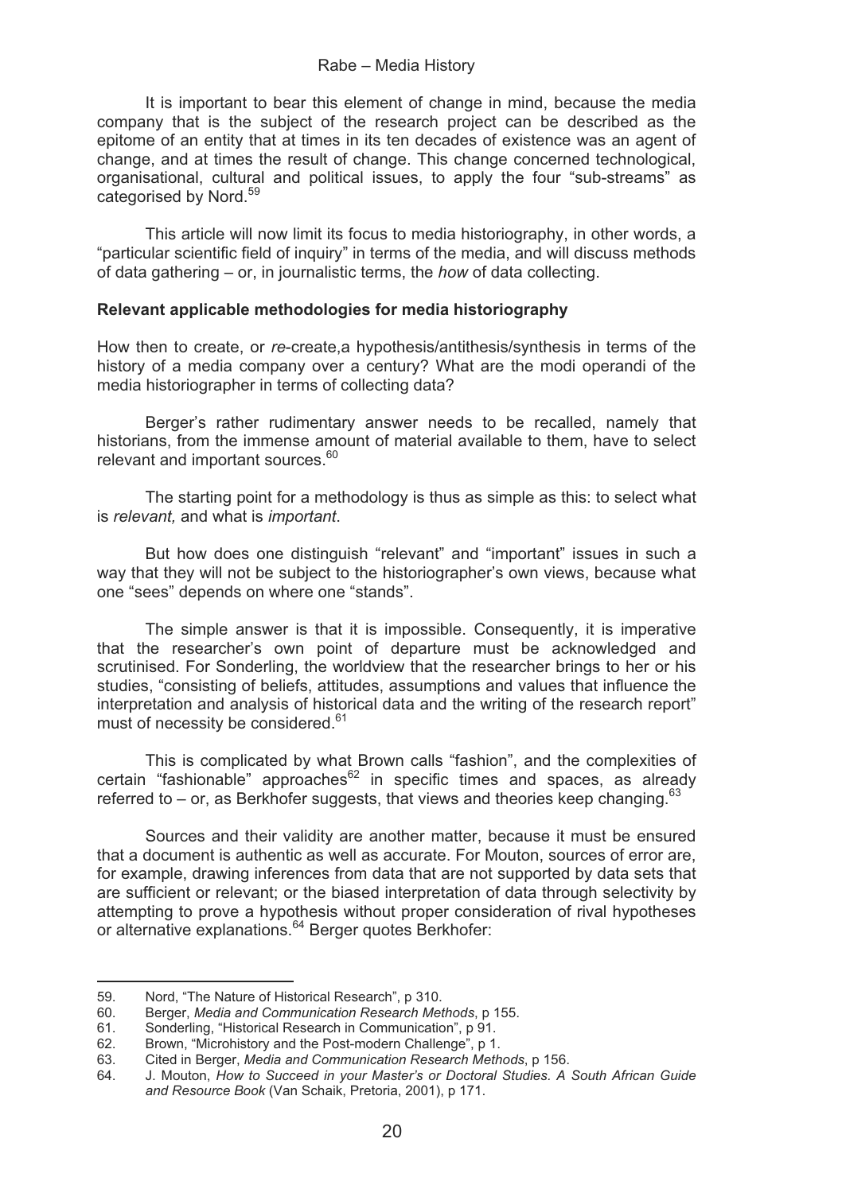It is important to bear this element of change in mind, because the media company that is the subject of the research project can be described as the epitome of an entity that at times in its ten decades of existence was an agent of change, and at times the result of change. This change concerned technological, organisational, cultural and political issues, to apply the four "sub-streams" as categorised by Nord.[59]

This article will now limit its focus to media historiography, in other words, a "particular scientific field of inquiry" in terms of the media, and will discuss methods of data gathering – or, in journalistic terms, the *how* of data collecting.

**Relevant applicable methodologies for media historiography**

How then to create, or *re*-create,a hypothesis/antithesis/synthesis in terms of the history of a media company over a century? What are the modi operandi of the media historiographer in terms of collecting data?

Berger's rather rudimentary answer needs to be recalled, namely that historians, from the immense amount of material available to them, have to select relevant and important sources.[60]

The starting point for a methodology is thus as simple as this: to select what is *relevant,* and what is *important*.

But how does one distinguish "relevant" and "important" issues in such a way that they will not be subject to the historiographer's own views, because what one "sees" depends on where one "stands".

The simple answer is that it is impossible. Consequently, it is imperative that the researcher's own point of departure must be acknowledged and scrutinised. For Sonderling, the worldview that the researcher brings to her or his studies, "consisting of beliefs, attitudes, assumptions and values that influence the interpretation and analysis of historical data and the writing of the research report" must of necessity be considered.[61]

This is complicated by what Brown calls "fashion", and the complexities of certain "fashionable" approaches[62] in specific times and spaces, as already referred to – or, as Berkhofer suggests, that views and theories keep changing.[63]

Sources and their validity are another matter, because it must be ensured that a document is authentic as well as accurate. For Mouton, sources of error are, for example, drawing inferences from data that are not supported by data sets that are sufficient or relevant; or the biased interpretation of data through selectivity by attempting to prove a hypothesis without proper consideration of rival hypotheses or alternative explanations.[64] Berger quotes Berkhofer:

---

59. Nord, "The Nature of Historical Research", p 310.
60. Berger, *Media and Communication Research Methods*, p 155.
61. Sonderling, "Historical Research in Communication", p 91.
62. Brown, "Microhistory and the Post-modern Challenge", p 1.
63. Cited in Berger, *Media and Communication Research Methods*, p 156.
64. J. Mouton, *How to Succeed in your Master's or Doctoral Studies. A South African Guide and Resource Book* (Van Schaik, Pretoria, 2001), p 171.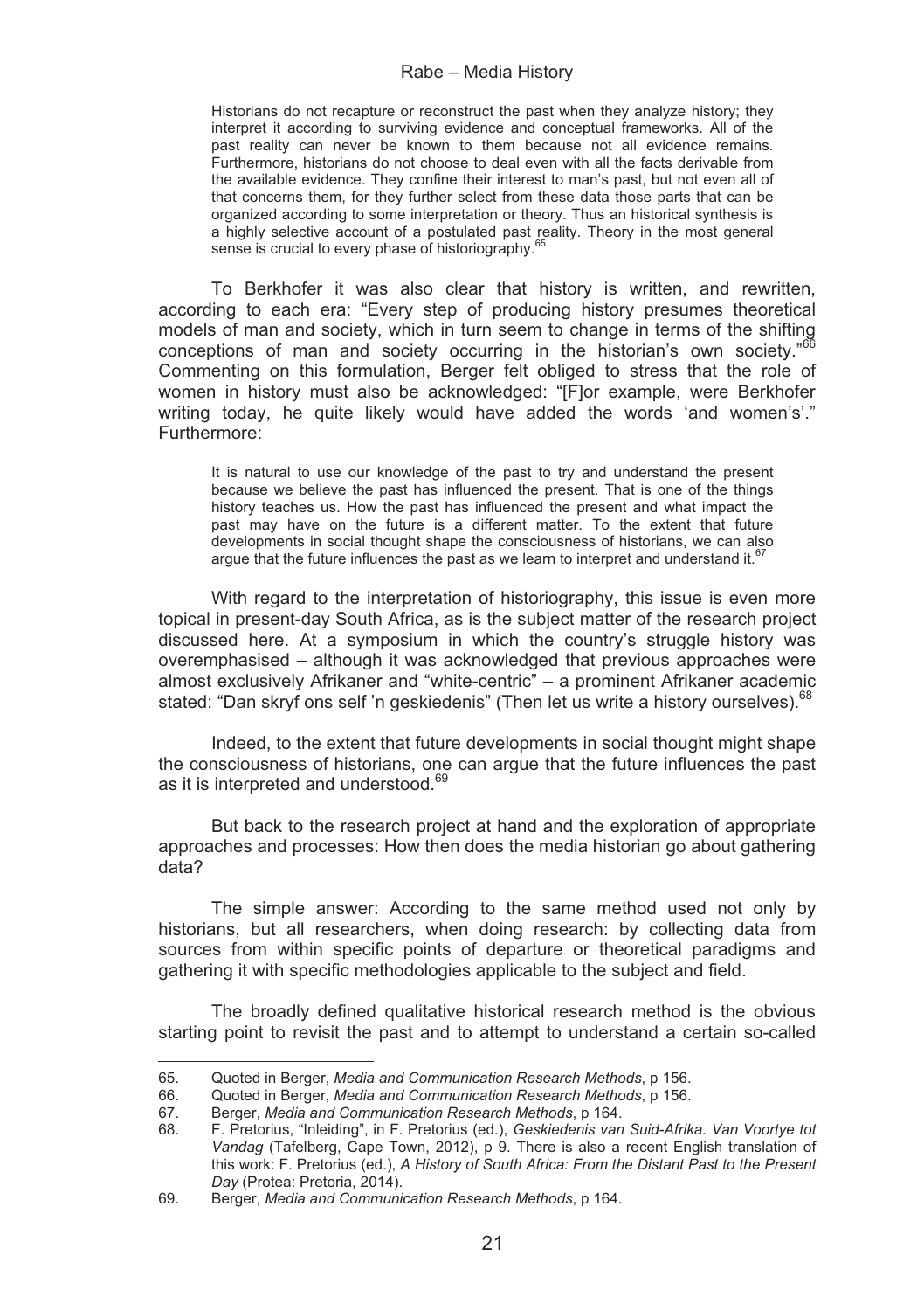> Historians do not recapture or reconstruct the past when they analyze history; they interpret it according to surviving evidence and conceptual frameworks. All of the past reality can never be known to them because not all evidence remains. Furthermore, historians do not choose to deal even with all the facts derivable from the available evidence. They confine their interest to man's past, but not even all of that concerns them, for they further select from these data those parts that can be organized according to some interpretation or theory. Thus an historical synthesis is a highly selective account of a postulated past reality. Theory in the most general sense is crucial to every phase of historiography.[65]

To Berkhofer it was also clear that history is written, and rewritten, according to each era: "Every step of producing history presumes theoretical models of man and society, which in turn seem to change in terms of the shifting conceptions of man and society occurring in the historian's own society."[66] Commenting on this formulation, Berger felt obliged to stress that the role of women in history must also be acknowledged: "[F]or example, were Berkhofer writing today, he quite likely would have added the words 'and women's'." Furthermore:

> It is natural to use our knowledge of the past to try and understand the present because we believe the past has influenced the present. That is one of the things history teaches us. How the past has influenced the present and what impact the past may have on the future is a different matter. To the extent that future developments in social thought shape the consciousness of historians, we can also argue that the future influences the past as we learn to interpret and understand it.[67]

With regard to the interpretation of historiography, this issue is even more topical in present-day South Africa, as is the subject matter of the research project discussed here. At a symposium in which the country's struggle history was overemphasised – although it was acknowledged that previous approaches were almost exclusively Afrikaner and "white-centric" – a prominent Afrikaner academic stated: "Dan skryf ons self 'n geskiedenis" (Then let us write a history ourselves).[68]

Indeed, to the extent that future developments in social thought might shape the consciousness of historians, one can argue that the future influences the past as it is interpreted and understood.[69]

But back to the research project at hand and the exploration of appropriate approaches and processes: How then does the media historian go about gathering data?

The simple answer: According to the same method used not only by historians, but all researchers, when doing research: by collecting data from sources from within specific points of departure or theoretical paradigms and gathering it with specific methodologies applicable to the subject and field.

The broadly defined qualitative historical research method is the obvious starting point to revisit the past and to attempt to understand a certain so-called

---

65. Quoted in Berger, *Media and Communication Research Methods*, p 156.
66. Quoted in Berger, *Media and Communication Research Methods*, p 156.
67. Berger, *Media and Communication Research Methods*, p 164.
68. F. Pretorius, "Inleiding", in F. Pretorius (ed.), *Geskiedenis van Suid-Afrika. Van Voortye tot Vandag* (Tafelberg, Cape Town, 2012), p 9. There is also a recent English translation of this work: F. Pretorius (ed.), *A History of South Africa: From the Distant Past to the Present Day* (Protea: Pretoria, 2014).
69. Berger, *Media and Communication Research Methods*, p 164.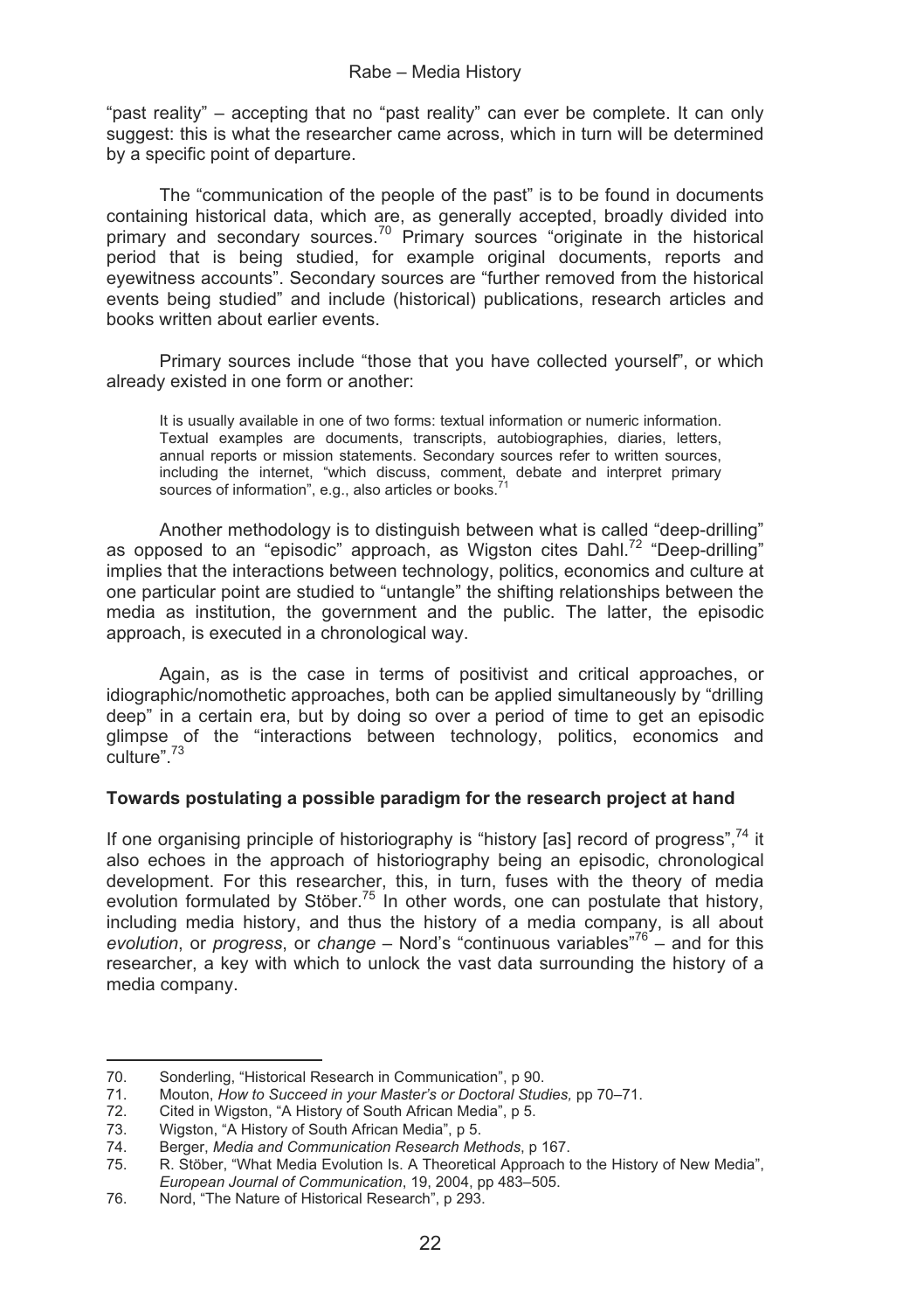"past reality" – accepting that no "past reality" can ever be complete. It can only suggest: this is what the researcher came across, which in turn will be determined by a specific point of departure.

The "communication of the people of the past" is to be found in documents containing historical data, which are, as generally accepted, broadly divided into primary and secondary sources.[70] Primary sources "originate in the historical period that is being studied, for example original documents, reports and eyewitness accounts". Secondary sources are "further removed from the historical events being studied" and include (historical) publications, research articles and books written about earlier events.

Primary sources include "those that you have collected yourself", or which already existed in one form or another:

> It is usually available in one of two forms: textual information or numeric information. Textual examples are documents, transcripts, autobiographies, diaries, letters, annual reports or mission statements. Secondary sources refer to written sources, including the internet, "which discuss, comment, debate and interpret primary sources of information", e.g., also articles or books.[71]

Another methodology is to distinguish between what is called "deep-drilling" as opposed to an "episodic" approach, as Wigston cites Dahl.[72] "Deep-drilling" implies that the interactions between technology, politics, economics and culture at one particular point are studied to "untangle" the shifting relationships between the media as institution, the government and the public. The latter, the episodic approach, is executed in a chronological way.

Again, as is the case in terms of positivist and critical approaches, or idiographic/nomothetic approaches, both can be applied simultaneously by "drilling deep" in a certain era, but by doing so over a period of time to get an episodic glimpse of the "interactions between technology, politics, economics and culture".[73]

### Towards postulating a possible paradigm for the research project at hand

If one organising principle of historiography is "history [as] record of progress",[74] it also echoes in the approach of historiography being an episodic, chronological development. For this researcher, this, in turn, fuses with the theory of media evolution formulated by Stöber.[75] In other words, one can postulate that history, including media history, and thus the history of a media company, is all about *evolution*, or *progress*, or *change* – Nord's "continuous variables"[76] – and for this researcher, a key with which to unlock the vast data surrounding the history of a media company.

---

70. Sonderling, "Historical Research in Communication", p 90.
71. Mouton, *How to Succeed in your Master's or Doctoral Studies,* pp 70–71.
72. Cited in Wigston, "A History of South African Media", p 5.
73. Wigston, "A History of South African Media", p 5.
74. Berger, *Media and Communication Research Methods*, p 167.
75. R. Stöber, "What Media Evolution Is. A Theoretical Approach to the History of New Media", *European Journal of Communication*, 19, 2004, pp 483–505.
76. Nord, "The Nature of Historical Research", p 293.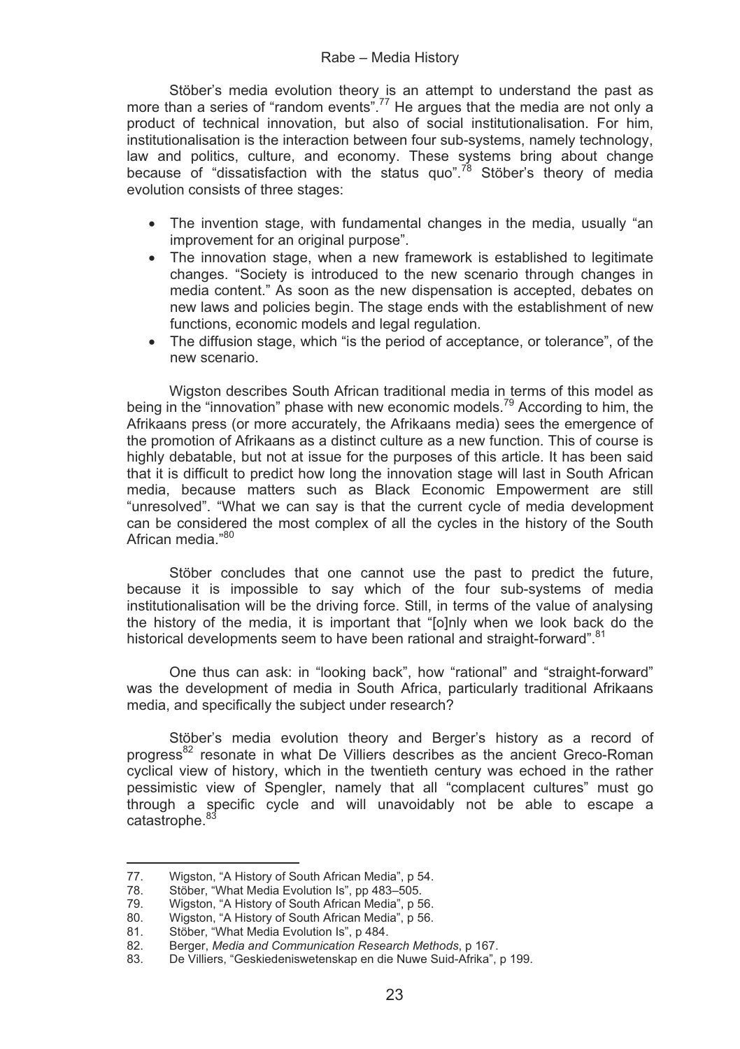Stöber's media evolution theory is an attempt to understand the past as more than a series of "random events".[77] He argues that the media are not only a product of technical innovation, but also of social institutionalisation. For him, institutionalisation is the interaction between four sub-systems, namely technology, law and politics, culture, and economy. These systems bring about change because of "dissatisfaction with the status quo".[78] Stöber's theory of media evolution consists of three stages:

- The invention stage, with fundamental changes in the media, usually "an improvement for an original purpose".
- The innovation stage, when a new framework is established to legitimate changes. "Society is introduced to the new scenario through changes in media content." As soon as the new dispensation is accepted, debates on new laws and policies begin. The stage ends with the establishment of new functions, economic models and legal regulation.
- The diffusion stage, which "is the period of acceptance, or tolerance", of the new scenario.

Wigston describes South African traditional media in terms of this model as being in the "innovation" phase with new economic models.[79] According to him, the Afrikaans press (or more accurately, the Afrikaans media) sees the emergence of the promotion of Afrikaans as a distinct culture as a new function. This of course is highly debatable, but not at issue for the purposes of this article. It has been said that it is difficult to predict how long the innovation stage will last in South African media, because matters such as Black Economic Empowerment are still "unresolved". "What we can say is that the current cycle of media development can be considered the most complex of all the cycles in the history of the South African media."[80]

Stöber concludes that one cannot use the past to predict the future, because it is impossible to say which of the four sub-systems of media institutionalisation will be the driving force. Still, in terms of the value of analysing the history of the media, it is important that "[o]nly when we look back do the historical developments seem to have been rational and straight-forward".[81]

One thus can ask: in "looking back", how "rational" and "straight-forward" was the development of media in South Africa, particularly traditional Afrikaans media, and specifically the subject under research?

Stöber's media evolution theory and Berger's history as a record of progress[82] resonate in what De Villiers describes as the ancient Greco-Roman cyclical view of history, which in the twentieth century was echoed in the rather pessimistic view of Spengler, namely that all "complacent cultures" must go through a specific cycle and will unavoidably not be able to escape a catastrophe.[83]

---

77. Wigston, "A History of South African Media", p 54.
78. Stöber, "What Media Evolution Is", pp 483–505.
79. Wigston, "A History of South African Media", p 56.
80. Wigston, "A History of South African Media", p 56.
81. Stöber, "What Media Evolution Is", p 484.
82. Berger, *Media and Communication Research Methods*, p 167.
83. De Villiers, "Geskiedeniswetenskap en die Nuwe Suid-Afrika", p 199.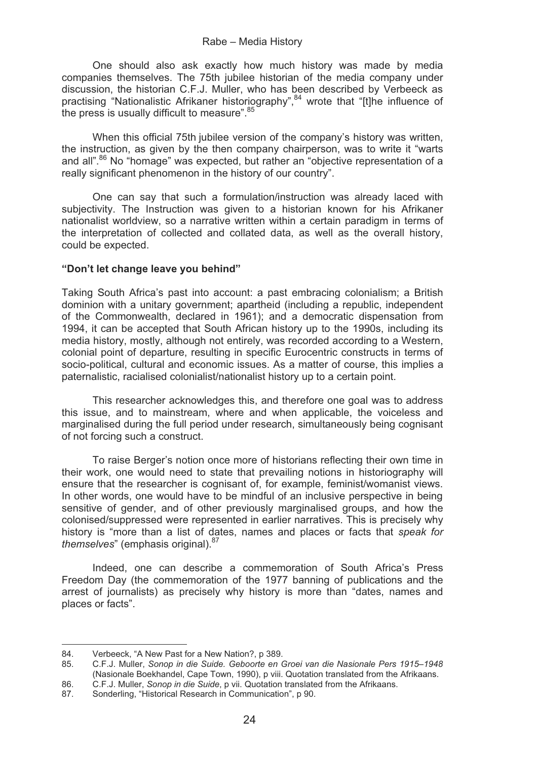One should also ask exactly how much history was made by media companies themselves. The 75th jubilee historian of the media company under discussion, the historian C.F.J. Muller, who has been described by Verbeeck as practising "Nationalistic Afrikaner historiography",[84] wrote that "[t]he influence of the press is usually difficult to measure".[85]

When this official 75th jubilee version of the company's history was written, the instruction, as given by the then company chairperson, was to write it "warts and all".[86] No "homage" was expected, but rather an "objective representation of a really significant phenomenon in the history of our country".

One can say that such a formulation/instruction was already laced with subjectivity. The Instruction was given to a historian known for his Afrikaner nationalist worldview, so a narrative written within a certain paradigm in terms of the interpretation of collected and collated data, as well as the overall history, could be expected.

**"Don't let change leave you behind"**

Taking South Africa's past into account: a past embracing colonialism; a British dominion with a unitary government; apartheid (including a republic, independent of the Commonwealth, declared in 1961); and a democratic dispensation from 1994, it can be accepted that South African history up to the 1990s, including its media history, mostly, although not entirely, was recorded according to a Western, colonial point of departure, resulting in specific Eurocentric constructs in terms of socio-political, cultural and economic issues. As a matter of course, this implies a paternalistic, racialised colonialist/nationalist history up to a certain point.

This researcher acknowledges this, and therefore one goal was to address this issue, and to mainstream, where and when applicable, the voiceless and marginalised during the full period under research, simultaneously being cognisant of not forcing such a construct.

To raise Berger's notion once more of historians reflecting their own time in their work, one would need to state that prevailing notions in historiography will ensure that the researcher is cognisant of, for example, feminist/womanist views. In other words, one would have to be mindful of an inclusive perspective in being sensitive of gender, and of other previously marginalised groups, and how the colonised/suppressed were represented in earlier narratives. This is precisely why history is "more than a list of dates, names and places or facts that *speak for themselves*" (emphasis original).[87]

Indeed, one can describe a commemoration of South Africa's Press Freedom Day (the commemoration of the 1977 banning of publications and the arrest of journalists) as precisely why history is more than "dates, names and places or facts".

---

84. Verbeeck, "A New Past for a New Nation?, p 389.
85. C.F.J. Muller, *Sonop in die Suide. Geboorte en Groei van die Nasionale Pers 1915–1948* (Nasionale Boekhandel, Cape Town, 1990), p viii. Quotation translated from the Afrikaans.
86. C.F.J. Muller, *Sonop in die Suide*, p vii. Quotation translated from the Afrikaans.
87. Sonderling, "Historical Research in Communication", p 90.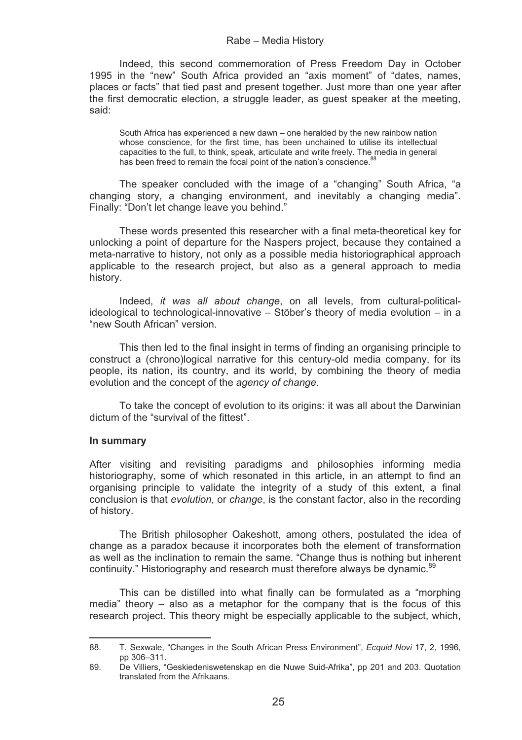Indeed, this second commemoration of Press Freedom Day in October 1995 in the "new" South Africa provided an "axis moment" of "dates, names, places or facts" that tied past and present together. Just more than one year after the first democratic election, a struggle leader, as guest speaker at the meeting, said:

> South Africa has experienced a new dawn – one heralded by the new rainbow nation whose conscience, for the first time, has been unchained to utilise its intellectual capacities to the full, to think, speak, articulate and write freely. The media in general has been freed to remain the focal point of the nation's conscience.[88]

The speaker concluded with the image of a "changing" South Africa, "a changing story, a changing environment, and inevitably a changing media". Finally: "Don't let change leave you behind."

These words presented this researcher with a final meta-theoretical key for unlocking a point of departure for the Naspers project, because they contained a meta-narrative to history, not only as a possible media historiographical approach applicable to the research project, but also as a general approach to media history.

Indeed, *it was all about change*, on all levels, from cultural-political-ideological to technological-innovative – Stöber's theory of media evolution – in a "new South African" version.

This then led to the final insight in terms of finding an organising principle to construct a (chrono)logical narrative for this century-old media company, for its people, its nation, its country, and its world, by combining the theory of media evolution and the concept of the *agency of change*.

To take the concept of evolution to its origins: it was all about the Darwinian dictum of the "survival of the fittest".

**In summary**

After visiting and revisiting paradigms and philosophies informing media historiography, some of which resonated in this article, in an attempt to find an organising principle to validate the integrity of a study of this extent, a final conclusion is that *evolution*, or *change*, is the constant factor, also in the recording of history.

The British philosopher Oakeshott, among others, postulated the idea of change as a paradox because it incorporates both the element of transformation as well as the inclination to remain the same. "Change thus is nothing but inherent continuity." Historiography and research must therefore always be dynamic.[89]

This can be distilled into what finally can be formulated as a "morphing media" theory – also as a metaphor for the company that is the focus of this research project. This theory might be especially applicable to the subject, which,

---

88. T. Sexwale, "Changes in the South African Press Environment", *Ecquid Novi* 17, 2, 1996, pp 306–311.
89. De Villiers, "Geskiedeniswetenskap en die Nuwe Suid-Afrika", pp 201 and 203. Quotation translated from the Afrikaans.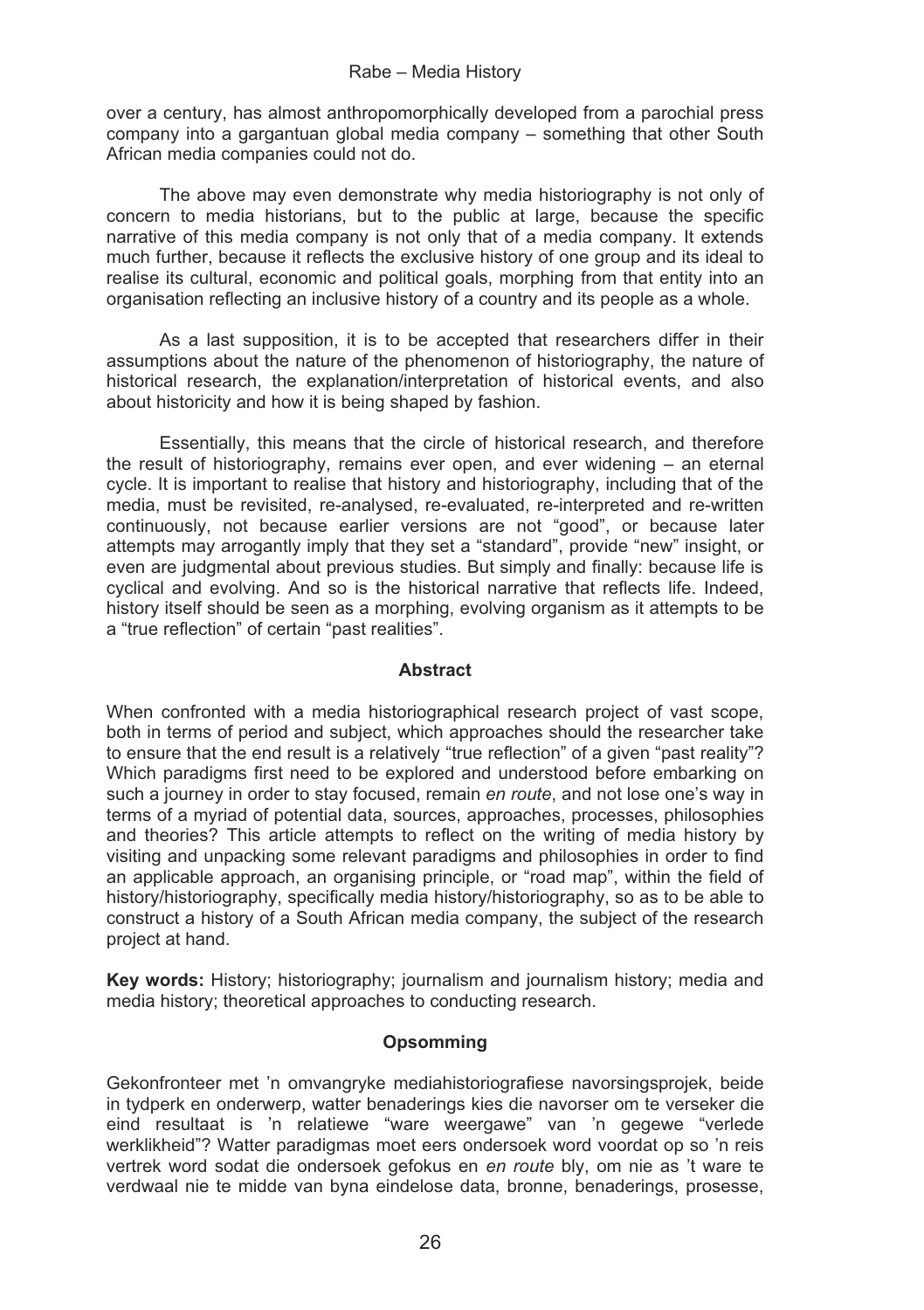over a century, has almost anthropomorphically developed from a parochial press company into a gargantuan global media company – something that other South African media companies could not do.

The above may even demonstrate why media historiography is not only of concern to media historians, but to the public at large, because the specific narrative of this media company is not only that of a media company. It extends much further, because it reflects the exclusive history of one group and its ideal to realise its cultural, economic and political goals, morphing from that entity into an organisation reflecting an inclusive history of a country and its people as a whole.

As a last supposition, it is to be accepted that researchers differ in their assumptions about the nature of the phenomenon of historiography, the nature of historical research, the explanation/interpretation of historical events, and also about historicity and how it is being shaped by fashion.

Essentially, this means that the circle of historical research, and therefore the result of historiography, remains ever open, and ever widening – an eternal cycle. It is important to realise that history and historiography, including that of the media, must be revisited, re-analysed, re-evaluated, re-interpreted and re-written continuously, not because earlier versions are not "good", or because later attempts may arrogantly imply that they set a "standard", provide "new" insight, or even are judgmental about previous studies. But simply and finally: because life is cyclical and evolving. And so is the historical narrative that reflects life. Indeed, history itself should be seen as a morphing, evolving organism as it attempts to be a "true reflection" of certain "past realities".

## Abstract

When confronted with a media historiographical research project of vast scope, both in terms of period and subject, which approaches should the researcher take to ensure that the end result is a relatively "true reflection" of a given "past reality"? Which paradigms first need to be explored and understood before embarking on such a journey in order to stay focused, remain *en route*, and not lose one's way in terms of a myriad of potential data, sources, approaches, processes, philosophies and theories? This article attempts to reflect on the writing of media history by visiting and unpacking some relevant paradigms and philosophies in order to find an applicable approach, an organising principle, or "road map", within the field of history/historiography, specifically media history/historiography, so as to be able to construct a history of a South African media company, the subject of the research project at hand.

**Key words:** History; historiography; journalism and journalism history; media and media history; theoretical approaches to conducting research.

## Opsomming

Gekonfronteer met 'n omvangryke mediahistoriografiese navorsingsprojek, beide in tydperk en onderwerp, watter benaderings kies die navorser om te verseker die eind resultaat is 'n relatiewe "ware weergawe" van 'n gegewe "verlede werklikheid"? Watter paradigmas moet eers ondersoek word voordat op so 'n reis vertrek word sodat die ondersoek gefokus en *en route* bly, om nie as 't ware te verdwaal nie te midde van byna eindelose data, bronne, benaderings, prosesse,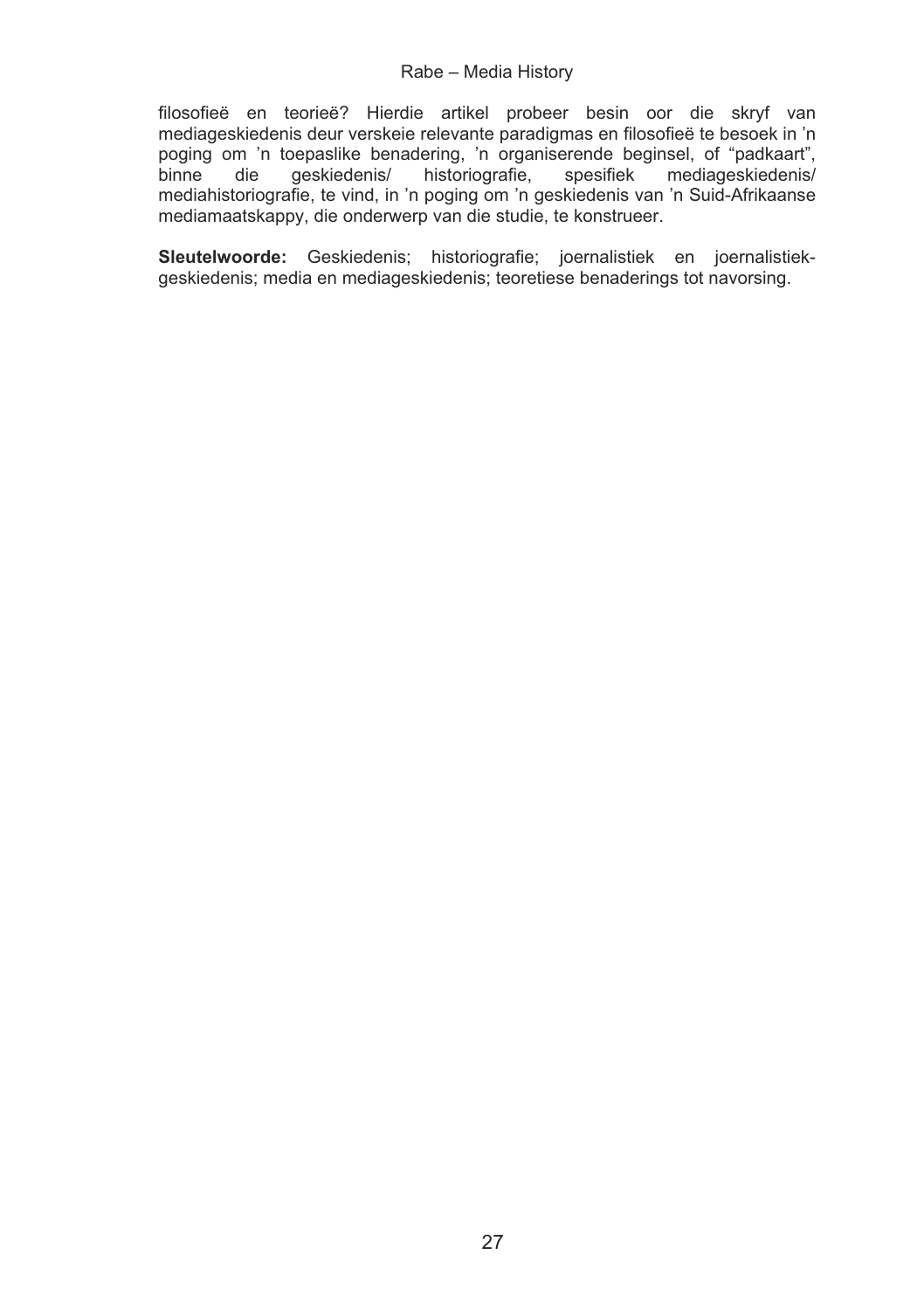filosofieë en teorieë? Hierdie artikel probeer besin oor die skryf van mediageskiedenis deur verskeie relevante paradigmas en filosofieë te besoek in 'n poging om 'n toepaslike benadering, 'n organiserende beginsel, of "padkaart", binne die geskiedenis/ historiografie, spesifiek mediageskiedenis/ mediahistoriografie, te vind, in 'n poging om 'n geskiedenis van 'n Suid-Afrikaanse mediamaatskappy, die onderwerp van die studie, te konstrueer.

**Sleutelwoorde:** Geskiedenis; historiografie; joernalistiek en joernalistiekgeskiedenis; media en mediageskiedenis; teoretiese benaderings tot navorsing.